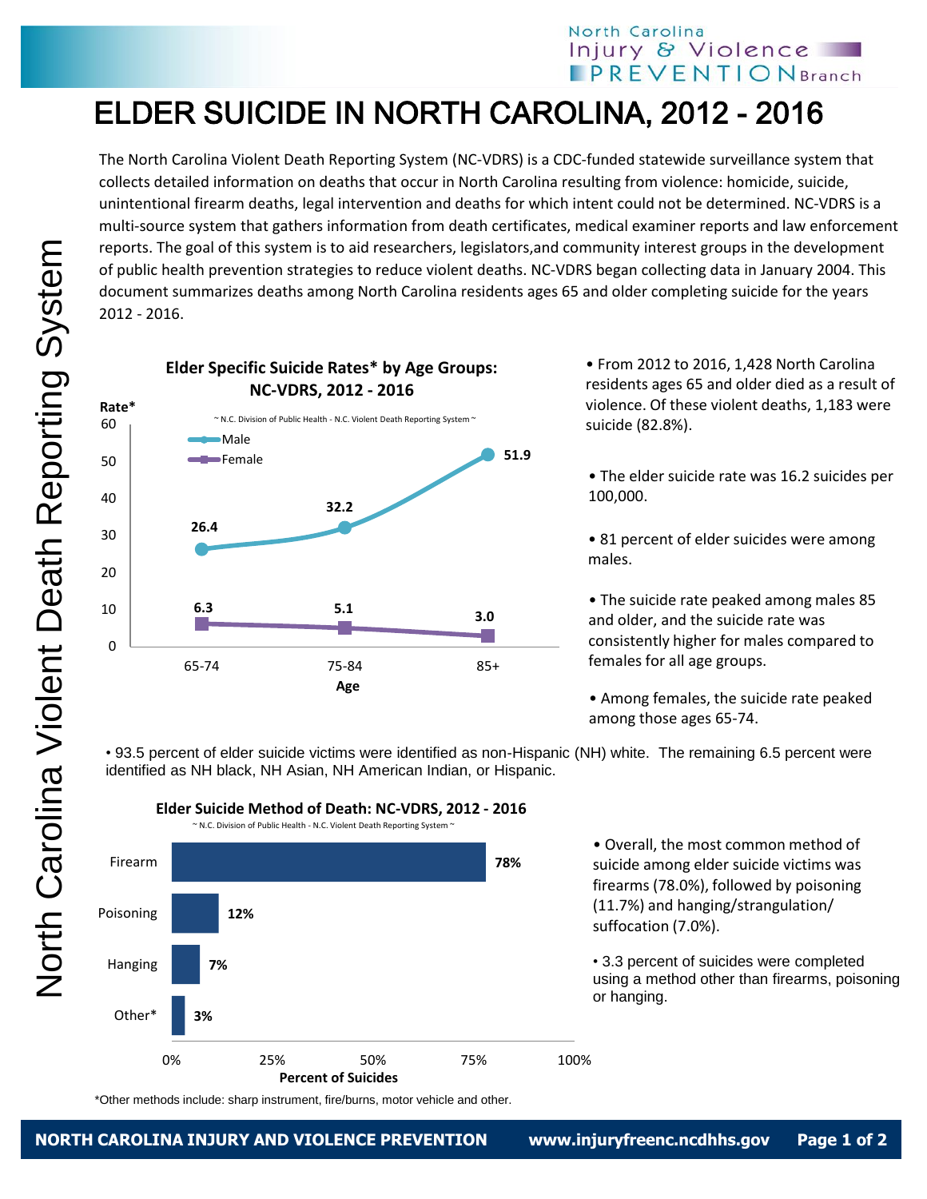# ELDER SUICIDE IN NORTH CAROLINA, 2012 - 2016

The North Carolina Violent Death Reporting System (NC-VDRS) is a CDC-funded statewide surveillance system that collects detailed information on deaths that occur in North Carolina resulting from violence: homicide, suicide, unintentional firearm deaths, legal intervention and deaths for which intent could not be determined. NC-VDRS is a multi-source system that gathers information from death certificates, medical examiner reports and law enforcement reports. The goal of this system is to aid researchers, legislators,and community interest groups in the development of public health prevention strategies to reduce violent deaths. NC-VDRS began collecting data in January 2004. This document summarizes deaths among North Carolina residents ages 65 and older completing suicide for the years 2012 - 2016.

**Elder Specific Suicide Rates* by Age Groups: NC-VDRS, 2012 - 2016**

~ N.C. Division of Public Health - N.C. Violent Death Reporting System ~

| Age | Male | Female |
|---|---|---|
| 65-74 | 26.4 | 6.3 |
| 75-84 | 32.2 | 5.1 |
| 85+ | 51.9 | 3.0 |

- From 2012 to 2016, 1,428 North Carolina residents ages 65 and older died as a result of violence. Of these violent deaths, 1,183 were suicide (82.8%).
- The elder suicide rate was 16.2 suicides per 100,000.
- 81 percent of elder suicides were among males.
- The suicide rate peaked among males 85 and older, and the suicide rate was consistently higher for males compared to females for all age groups.
- Among females, the suicide rate peaked among those ages 65-74.
- 93.5 percent of elder suicide victims were identified as non-Hispanic (NH) white. The remaining 6.5 percent were identified as NH black, NH Asian, NH American Indian, or Hispanic.

**Elder Suicide Method of Death: NC-VDRS, 2012 - 2016**

~ N.C. Division of Public Health - N.C. Violent Death Reporting System ~

| Method | Percent of Suicides |
|---|---|
| Firearm | 78% |
| Poisoning | 12% |
| Hanging | 7% |
| Other* | 3% |

- Overall, the most common method of suicide among elder suicide victims was firearms (78.0%), followed by poisoning (11.7%) and hanging/strangulation/ suffocation (7.0%).
- 3.3 percent of suicides were completed using a method other than firearms, poisoning or hanging.

*Other methods include: sharp instrument, fire/burns, motor vehicle and other.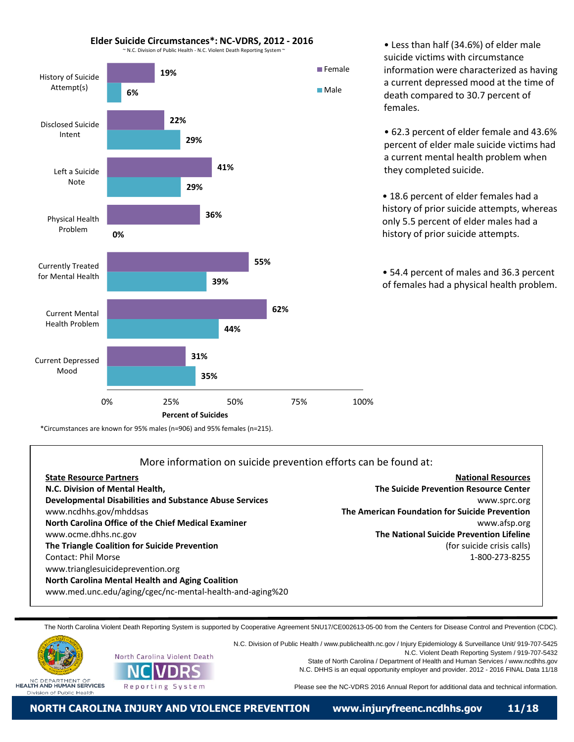## Elder Suicide Circumstances*: NC-VDRS, 2012 - 2016

~ N.C. Division of Public Health - N.C. Violent Death Reporting System ~

Female
Male

History of Suicide Attempt(s)
19%
6%

Disclosed Suicide Intent
22%
29%

Left a Suicide Note
41%
29%

Physical Health Problem
36%
0%

Currently Treated for Mental Health
55%
39%

Current Mental Health Problem
62%
44%

Current Depressed Mood
31%
35%

0%
25%
50%
75%
100%

Percent of Suicides

*Circumstances are known for 95% males (n=906) and 95% females (n=215).

- Less than half (34.6%) of elder male suicide victims with circumstance information were characterized as having a current depressed mood at the time of death compared to 30.7 percent of females.
- 62.3 percent of elder female and 43.6% percent of elder male suicide victims had a current mental health problem when they completed suicide.
- 18.6 percent of elder females had a history of prior suicide attempts, whereas only 5.5 percent of elder males had a history of prior suicide attempts.
- 54.4 percent of males and 36.3 percent of females had a physical health problem.

---

More information on suicide prevention efforts can be found at:

**State Resource Partners**

**N.C. Division of Mental Health, Developmental Disabilities and Substance Abuse Services**
www.ncdhhs.gov/mhddsas

**North Carolina Office of the Chief Medical Examiner**
www.ocme.dhhs.nc.gov

**The Triangle Coalition for Suicide Prevention**
Contact: Phil Morse
www.trianglesuicideprevention.org

**North Carolina Mental Health and Aging Coalition**
www.med.unc.edu/aging/cgec/nc-mental-health-and-aging%20

**National Resources**

**The Suicide Prevention Resource Center**
www.sprc.org

**The American Foundation for Suicide Prevention**
www.afsp.org

**The National Suicide Prevention Lifeline**
(for suicide crisis calls)
1-800-273-8255

---

The North Carolina Violent Death Reporting System is supported by Cooperative Agreement 5NU17/CE002613-05-00 from the Centers for Disease Control and Prevention (CDC).

NC DEPARTMENT OF HEALTH AND HUMAN SERVICES
Division of Public Health

North Carolina Violent Death
NC VDRS
Reporting System

N.C. Division of Public Health / www.publichealth.nc.gov / Injury Epidemiology & Surveillance Unit/ 919-707-5425
N.C. Violent Death Reporting System / 919-707-5432
State of North Carolina / Department of Health and Human Services / www.ncdhhs.gov
N.C. DHHS is an equal opportunity employer and provider. 2012 - 2016 FINAL Data 11/18

Please see the NC-VDRS 2016 Annual Report for additional data and technical information.

**NORTH CAROLINA INJURY AND VIOLENCE PREVENTION** **www.injuryfreenc.ncdhhs.gov** **11/18**